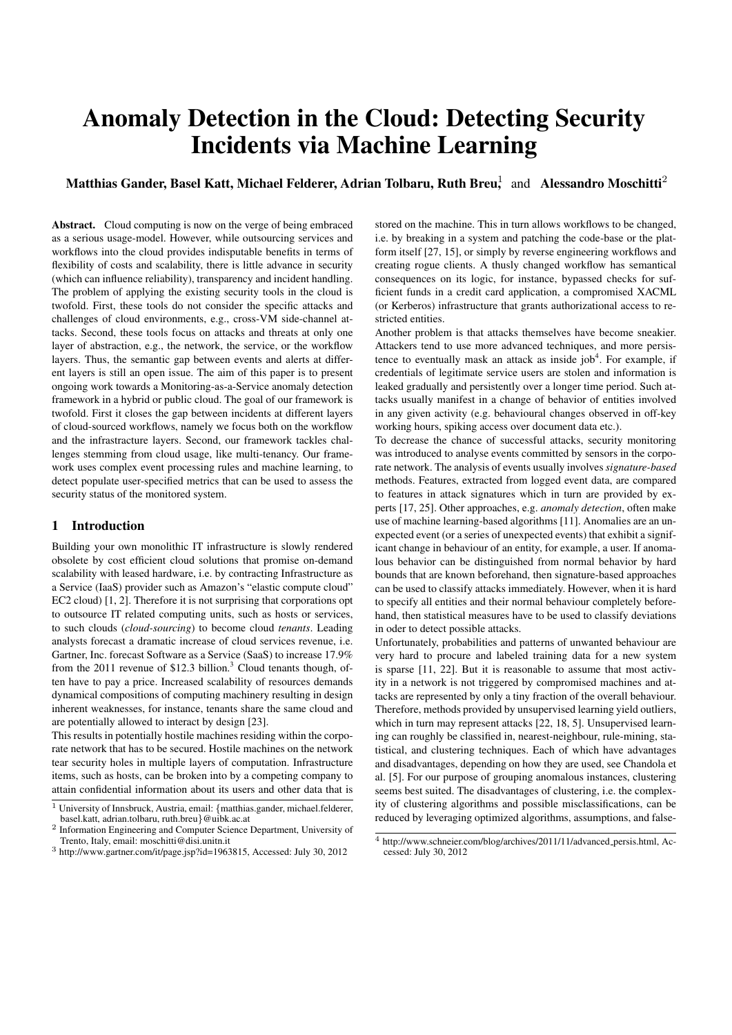# Anomaly Detection in the Cloud: Detecting Security Incidents via Machine Learning

**Matthias Gander, Basel Katt, Michael Felderer, Adrian Tolbaru, Ruth Breu**[1] and **Alessandro Moschitti**[2]

**Abstract.** Cloud computing is now on the verge of being embraced as a serious usage-model. However, while outsourcing services and workflows into the cloud provides indisputable benefits in terms of flexibility of costs and scalability, there is little advance in security (which can influence reliability), transparency and incident handling. The problem of applying the existing security tools in the cloud is twofold. First, these tools do not consider the specific attacks and challenges of cloud environments, e.g., cross-VM side-channel attacks. Second, these tools focus on attacks and threats at only one layer of abstraction, e.g., the network, the service, or the workflow layers. Thus, the semantic gap between events and alerts at different layers is still an open issue. The aim of this paper is to present ongoing work towards a Monitoring-as-a-Service anomaly detection framework in a hybrid or public cloud. The goal of our framework is twofold. First it closes the gap between incidents at different layers of cloud-sourced workflows, namely we focus both on the workflow and the infrastructure layers. Second, our framework tackles challenges stemming from cloud usage, like multi-tenancy. Our framework uses complex event processing rules and machine learning, to detect populate user-specified metrics that can be used to assess the security status of the monitored system.

## 1 Introduction

Building your own monolithic IT infrastructure is slowly rendered obsolete by cost efficient cloud solutions that promise on-demand scalability with leased hardware, i.e. by contracting Infrastructure as a Service (IaaS) provider such as Amazon's "elastic compute cloud" EC2 cloud) [1, 2]. Therefore it is not surprising that corporations opt to outsource IT related computing units, such as hosts or services, to such clouds (*cloud-sourcing*) to become cloud *tenants*. Leading analysts forecast a dramatic increase of cloud services revenue, i.e. Gartner, Inc. forecast Software as a Service (SaaS) to increase 17.9% from the 2011 revenue of $12.3 billion.[3] Cloud tenants though, often have to pay a price. Increased scalability of resources demands dynamical compositions of computing machinery resulting in design inherent weaknesses, for instance, tenants share the same cloud and are potentially allowed to interact by design [23].

This results in potentially hostile machines residing within the corporate network that has to be secured. Hostile machines on the network tear security holes in multiple layers of computation. Infrastructure items, such as hosts, can be broken into by a competing company to attain confidential information about its users and other data that is stored on the machine. This in turn allows workflows to be changed, i.e. by breaking in a system and patching the code-base or the platform itself [27, 15], or simply by reverse engineering workflows and creating rogue clients. A thusly changed workflow has semantical consequences on its logic, for instance, bypassed checks for sufficient funds in a credit card application, a compromised XACML (or Kerberos) infrastructure that grants authorizational access to restricted entities.

Another problem is that attacks themselves have become sneakier. Attackers tend to use more advanced techniques, and more persistence to eventually mask an attack as inside job[4]. For example, if credentials of legitimate service users are stolen and information is leaked gradually and persistently over a longer time period. Such attacks usually manifest in a change of behavior of entities involved in any given activity (e.g. behavioural changes observed in off-key working hours, spiking access over document data etc.).

To decrease the chance of successful attacks, security monitoring was introduced to analyse events committed by sensors in the corporate network. The analysis of events usually involves *signature-based* methods. Features, extracted from logged event data, are compared to features in attack signatures which in turn are provided by experts [17, 25]. Other approaches, e.g. *anomaly detection*, often make use of machine learning-based algorithms [11]. Anomalies are an unexpected event (or a series of unexpected events) that exhibit a significant change in behaviour of an entity, for example, a user. If anomalous behavior can be distinguished from normal behavior by hard bounds that are known beforehand, then signature-based approaches can be used to classify attacks immediately. However, when it is hard to specify all entities and their normal behaviour completely beforehand, then statistical measures have to be used to classify deviations in oder to detect possible attacks.

Unfortunately, probabilities and patterns of unwanted behaviour are very hard to procure and labeled training data for a new system is sparse [11, 22]. But it is reasonable to assume that most activity in a network is not triggered by compromised machines and attacks are represented by only a tiny fraction of the overall behaviour. Therefore, methods provided by unsupervised learning yield outliers, which in turn may represent attacks [22, 18, 5]. Unsupervised learning can roughly be classified in, nearest-neighbour, rule-mining, statistical, and clustering techniques. Each of which have advantages and disadvantages, depending on how they are used, see Chandola et al. [5]. For our purpose of grouping anomalous instances, clustering seems best suited. The disadvantages of clustering, i.e. the complexity of clustering algorithms and possible misclassifications, can be reduced by leveraging optimized algorithms, assumptions, and false-

---

[1] University of Innsbruck, Austria, email: {matthias.gander, michael.felderer, basel.katt, adrian.tolbaru, ruth.breu}@uibk.ac.at

[2] Information Engineering and Computer Science Department, University of Trento, Italy, email: moschitti@disi.unitn.it

[3] http://www.gartner.com/it/page.jsp?id=1963815, Accessed: July 30, 2012

[4] http://www.schneier.com/blog/archives/2011/11/advanced_persis.html, Accessed: July 30, 2012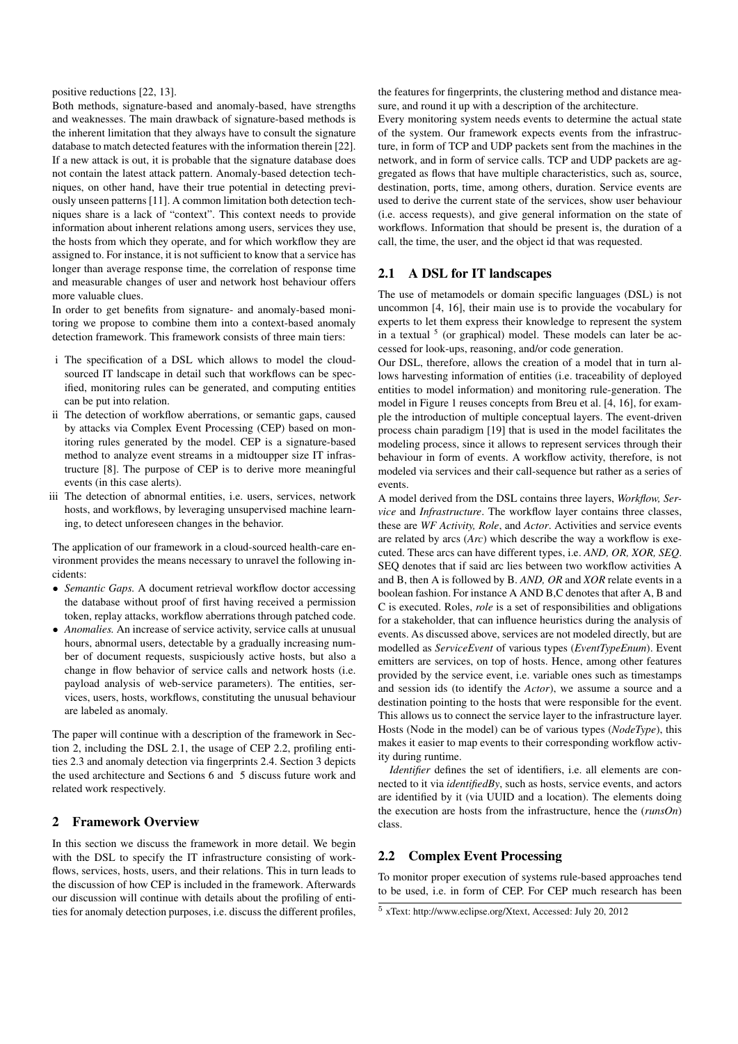positive reductions [22, 13].

Both methods, signature-based and anomaly-based, have strengths and weaknesses. The main drawback of signature-based methods is the inherent limitation that they always have to consult the signature database to match detected features with the information therein [22]. If a new attack is out, it is probable that the signature database does not contain the latest attack pattern. Anomaly-based detection techniques, on other hand, have their true potential in detecting previously unseen patterns [11]. A common limitation both detection techniques share is a lack of "context". This context needs to provide information about inherent relations among users, services they use, the hosts from which they operate, and for which workflow they are assigned to. For instance, it is not sufficient to know that a service has longer than average response time, the correlation of response time and measurable changes of user and network host behaviour offers more valuable clues.

In order to get benefits from signature- and anomaly-based monitoring we propose to combine them into a context-based anomaly detection framework. This framework consists of three main tiers:

i The specification of a DSL which allows to model the cloud-sourced IT landscape in detail such that workflows can be specified, monitoring rules can be generated, and computing entities can be put into relation.
ii The detection of workflow aberrations, or semantic gaps, caused by attacks via Complex Event Processing (CEP) based on monitoring rules generated by the model. CEP is a signature-based method to analyze event streams in a midtoupper size IT infrastructure [8]. The purpose of CEP is to derive more meaningful events (in this case alerts).
iii The detection of abnormal entities, i.e. users, services, network hosts, and workflows, by leveraging unsupervised machine learning, to detect unforeseen changes in the behavior.

The application of our framework in a cloud-sourced health-care environment provides the means necessary to unravel the following incidents:

- *Semantic Gaps.* A document retrieval workflow doctor accessing the database without proof of first having received a permission token, replay attacks, workflow aberrations through patched code.
- *Anomalies.* An increase of service activity, service calls at unusual hours, abnormal users, detectable by a gradually increasing number of document requests, suspiciously active hosts, but also a change in flow behavior of service calls and network hosts (i.e. payload analysis of web-service parameters). The entities, services, users, hosts, workflows, constituting the unusual behaviour are labeled as anomaly.

The paper will continue with a description of the framework in Section 2, including the DSL 2.1, the usage of CEP 2.2, profiling entities 2.3 and anomaly detection via fingerprints 2.4. Section 3 depicts the used architecture and Sections 6 and 5 discuss future work and related work respectively.

## 2 Framework Overview

In this section we discuss the framework in more detail. We begin with the DSL to specify the IT infrastructure consisting of workflows, services, hosts, users, and their relations. This in turn leads to the discussion of how CEP is included in the framework. Afterwards our discussion will continue with details about the profiling of entities for anomaly detection purposes, i.e. discuss the different profiles, the features for fingerprints, the clustering method and distance measure, and round it up with a description of the architecture.

Every monitoring system needs events to determine the actual state of the system. Our framework expects events from the infrastructure, in form of TCP and UDP packets sent from the machines in the network, and in form of service calls. TCP and UDP packets are aggregated as flows that have multiple characteristics, such as, source, destination, ports, time, among others, duration. Service events are used to derive the current state of the services, show user behaviour (i.e. access requests), and give general information on the state of workflows. Information that should be present is, the duration of a call, the time, the user, and the object id that was requested.

### 2.1 A DSL for IT landscapes

The use of metamodels or domain specific languages (DSL) is not uncommon [4, 16], their main use is to provide the vocabulary for experts to let them express their knowledge to represent the system in a textual [5] (or graphical) model. These models can later be accessed for look-ups, reasoning, and/or code generation.

Our DSL, therefore, allows the creation of a model that in turn allows harvesting information of entities (i.e. traceability of deployed entities to model information) and monitoring rule-generation. The model in Figure 1 reuses concepts from Breu et al. [4, 16], for example the introduction of multiple conceptual layers. The event-driven process chain paradigm [19] that is used in the model facilitates the modeling process, since it allows to represent services through their behaviour in form of events. A workflow activity, therefore, is not modeled via services and their call-sequence but rather as a series of events.

A model derived from the DSL contains three layers, *Workflow, Service* and *Infrastructure*. The workflow layer contains three classes, these are *WF Activity, Role*, and *Actor*. Activities and service events are related by arcs (*Arc*) which describe the way a workflow is executed. These arcs can have different types, i.e. *AND, OR, XOR, SEQ*. SEQ denotes that if said arc lies between two workflow activities A and B, then A is followed by B. *AND, OR* and *XOR* relate events in a boolean fashion. For instance A AND B,C denotes that after A, B and C is executed. Roles, *role* is a set of responsibilities and obligations for a stakeholder, that can influence heuristics during the analysis of events. As discussed above, services are not modeled directly, but are modelled as *ServiceEvent* of various types (*EventTypeEnum*). Event emitters are services, on top of hosts. Hence, among other features provided by the service event, i.e. variable ones such as timestamps and session ids (to identify the *Actor*), we assume a source and a destination pointing to the hosts that were responsible for the event. This allows us to connect the service layer to the infrastructure layer. Hosts (Node in the model) can be of various types (*NodeType*), this makes it easier to map events to their corresponding workflow activity during runtime.

*Identifier* defines the set of identifiers, i.e. all elements are connected to it via *identifiedBy*, such as hosts, service events, and actors are identified by it (via UUID and a location). The elements doing the execution are hosts from the infrastructure, hence the (*runsOn*) class.

### 2.2 Complex Event Processing

To monitor proper execution of systems rule-based approaches tend to be used, i.e. in form of CEP. For CEP much research has been

[5] xText: http://www.eclipse.org/Xtext, Accessed: July 20, 2012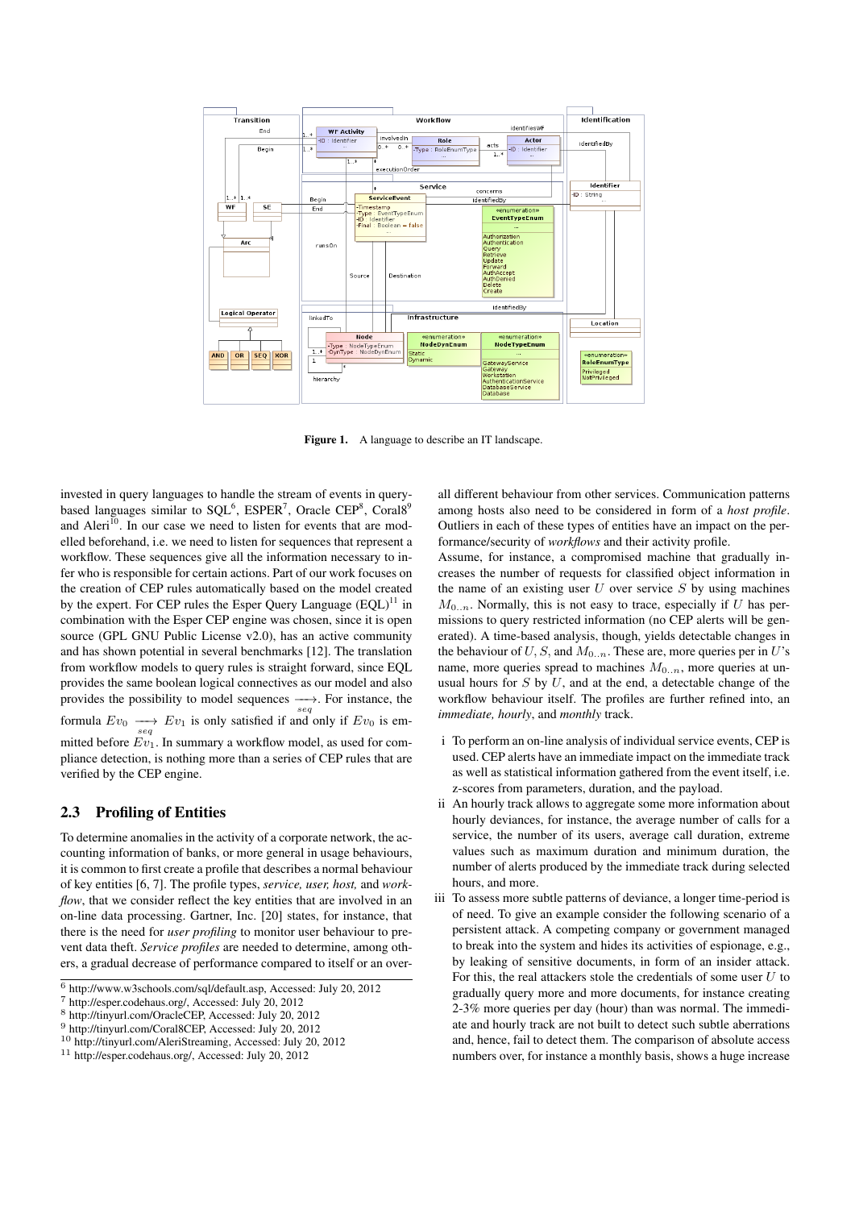Transition

End

Begin

WF

SE

Arc

Logical Operator

AND OR SEQ XOR

Workflow

WF Activity
-ID : Identifier

involvedIn

Role
-Type : RoleEnumType

acts

Actor
-ID : Identifier

identifiesWF

executionOrder

Service

concerns

identifiedBy

Begin

End

ServiceEvent
-Timestamp
-Type : EventTypeEnum
-ID : Identifier
-Final : Boolean = false

«enumeration»
EventTypeEnum
Authorization
Authentication
Query
Retrieve
Update
Forward
AuthAccept
AuthDenied
Delete
Create

runsOn

Source

Destination

identifiedBy

linkedTo

Infrastructure

Node
-Type : NodeTypeEnum
-DynType : NodeDynEnum

hierarchy

«enumeration»
NodeDynEnum
Static
Dynamic

«enumeration»
NodeTypeEnum
GatewayService
Gateway
Workstation
AuthenticationService
DatabaseService
Database

Identification

identifiedBy

Identifier
-ID : String

Location

«enumeration»
RoleEnumType
Privileged
NotPrivileged

**Figure 1.** A language to describe an IT landscape.

invested in query languages to handle the stream of events in query-based languages similar to SQL[6], ESPER[7], Oracle CEP[8], Coral8[9] and Aleri[10]. In our case we need to listen for events that are modelled beforehand, i.e. we need to listen for sequences that represent a workflow. These sequences give all the information necessary to infer who is responsible for certain actions. Part of our work focuses on the creation of CEP rules automatically based on the model created by the expert. For CEP rules the Esper Query Language (EQL)[11] in combination with the Esper CEP engine was chosen, since it is open source (GPL GNU Public License v2.0), has an active community and has shown potential in several benchmarks [12]. The translation from workflow models to query rules is straight forward, since EQL provides the same boolean logical connectives as our model and also provides the possibility to model sequences $\underset{seq}{\longrightarrow}$. For instance, the formula $Ev_0 \underset{seq}{\longrightarrow} Ev_1$ is only satisfied if and only if $Ev_0$ is emmitted before $Ev_1$. In summary a workflow model, as used for compliance detection, is nothing more than a series of CEP rules that are verified by the CEP engine.

## 2.3 Profiling of Entities

To determine anomalies in the activity of a corporate network, the accounting information of banks, or more general in usage behaviours, it is common to first create a profile that describes a normal behaviour of key entities [6, 7]. The profile types, *service, user, host,* and *workflow*, that we consider reflect the key entities that are involved in an on-line data processing. Gartner, Inc. [20] states, for instance, that there is the need for *user profiling* to monitor user behaviour to prevent data theft. *Service profiles* are needed to determine, among others, a gradual decrease of performance compared to itself or an overall different behaviour from other services. Communication patterns among hosts also need to be considered in form of a *host profile*. Outliers in each of these types of entities have an impact on the performance/security of *workflows* and their activity profile.

Assume, for instance, a compromised machine that gradually increases the number of requests for classified object information in the name of an existing user $U$ over service $S$ by using machines $M_{0..n}$. Normally, this is not easy to trace, especially if $U$ has permissions to query restricted information (no CEP alerts will be generated). A time-based analysis, though, yields detectable changes in the behaviour of $U$, $S$, and $M_{0..n}$. These are, more queries per in $U$'s name, more queries spread to machines $M_{0..n}$, more queries at unusual hours for $S$ by $U$, and at the end, a detectable change of the workflow behaviour itself. The profiles are further refined into, an *immediate, hourly*, and *monthly* track.

i To perform an on-line analysis of individual service events, CEP is used. CEP alerts have an immediate impact on the immediate track as well as statistical information gathered from the event itself, i.e. z-scores from parameters, duration, and the payload.

ii An hourly track allows to aggregate some more information about hourly deviances, for instance, the average number of calls for a service, the number of its users, average call duration, extreme values such as maximum duration and minimum duration, the number of alerts produced by the immediate track during selected hours, and more.

iii To assess more subtle patterns of deviance, a longer time-period is of need. To give an example consider the following scenario of a persistent attack. A competing company or government managed to break into the system and hides its activities of espionage, e.g., by leaking of sensitive documents, in form of an insider attack. For this, the real attackers stole the credentials of some user $U$ to gradually query more and more documents, for instance creating 2-3% more queries per day (hour) than was normal. The immediate and hourly track are not built to detect such subtle aberrations and, hence, fail to detect them. The comparison of absolute access numbers over, for instance a monthly basis, shows a huge increase

[6] http://www.w3schools.com/sql/default.asp, Accessed: July 20, 2012
[7] http://esper.codehaus.org/, Accessed: July 20, 2012
[8] http://tinyurl.com/OracleCEP, Accessed: July 20, 2012
[9] http://tinyurl.com/Coral8CEP, Accessed: July 20, 2012
[10] http://tinyurl.com/AleriStreaming, Accessed: July 20, 2012
[11] http://esper.codehaus.org/, Accessed: July 20, 2012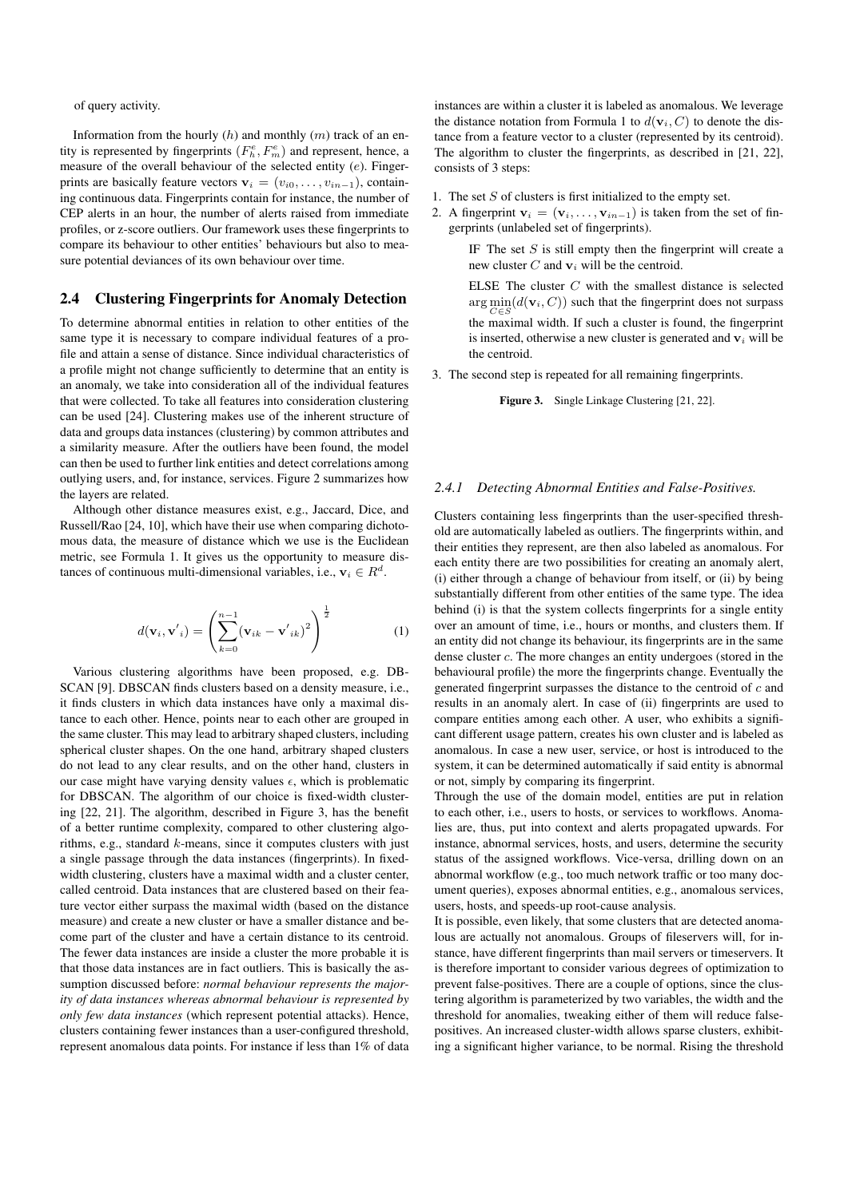of query activity.

Information from the hourly ($h$) and monthly ($m$) track of an entity is represented by fingerprints ($F_h^e, F_m^e$) and represent, hence, a measure of the overall behaviour of the selected entity ($e$). Fingerprints are basically feature vectors $\mathbf{v}_i = (v_{i0}, \ldots, v_{in-1})$, containing continuous data. Fingerprints contain for instance, the number of CEP alerts in an hour, the number of alerts raised from immediate profiles, or z-score outliers. Our framework uses these fingerprints to compare its behaviour to other entities' behaviours but also to measure potential deviances of its own behaviour over time.

### 2.4 Clustering Fingerprints for Anomaly Detection

To determine abnormal entities in relation to other entities of the same type it is necessary to compare individual features of a profile and attain a sense of distance. Since individual characteristics of a profile might not change sufficiently to determine that an entity is an anomaly, we take into consideration all of the individual features that were collected. To take all features into consideration clustering can be used [24]. Clustering makes use of the inherent structure of data and groups data instances (clustering) by common attributes and a similarity measure. After the outliers have been found, the model can then be used to further link entities and detect correlations among outlying users, and, for instance, services. Figure 2 summarizes how the layers are related.

Although other distance measures exist, e.g., Jaccard, Dice, and Russell/Rao [24, 10], which have their use when comparing dichotomous data, the measure of distance which we use is the Euclidean metric, see Formula 1. It gives us the opportunity to measure distances of continuous multi-dimensional variables, i.e., $\mathbf{v}_i \in R^d$.

$$d(\mathbf{v}_i, \mathbf{v'}_i) = \left( \sum_{k=0}^{n-1} (\mathbf{v}_{ik} - \mathbf{v'}_{ik})^2 \right)^{\frac{1}{2}} \tag{1}$$

Various clustering algorithms have been proposed, e.g. DBSCAN [9]. DBSCAN finds clusters based on a density measure, i.e., it finds clusters in which data instances have only a maximal distance to each other. Hence, points near to each other are grouped in the same cluster. This may lead to arbitrary shaped clusters, including spherical cluster shapes. On the one hand, arbitrary shaped clusters do not lead to any clear results, and on the other hand, clusters in our case might have varying density values $\epsilon$, which is problematic for DBSCAN. The algorithm of our choice is fixed-width clustering [22, 21]. The algorithm, described in Figure 3, has the benefit of a better runtime complexity, compared to other clustering algorithms, e.g., standard $k$-means, since it computes clusters with just a single passage through the data instances (fingerprints). In fixed-width clustering, clusters have a maximal width and a cluster center, called centroid. Data instances that are clustered based on their feature vector either surpass the maximal width (based on the distance measure) and create a new cluster or have a smaller distance and become part of the cluster and have a certain distance to its centroid. The fewer data instances are inside a cluster the more probable it is that those data instances are in fact outliers. This is basically the assumption discussed before: *normal behaviour represents the majority of data instances whereas abnormal behaviour is represented by only few data instances* (which represent potential attacks). Hence, clusters containing fewer instances than a user-configured threshold, represent anomalous data points. For instance if less than 1% of data instances are within a cluster it is labeled as anomalous. We leverage the distance notation from Formula 1 to $d(\mathbf{v}_i, C)$ to denote the distance from a feature vector to a cluster (represented by its centroid). The algorithm to cluster the fingerprints, as described in [21, 22], consists of 3 steps:

1. The set $S$ of clusters is first initialized to the empty set.
2. A fingerprint $\mathbf{v}_i = (\mathbf{v}_i, \ldots, \mathbf{v}_{in-1})$ is taken from the set of fingerprints (unlabeled set of fingerprints).

   IF The set $S$ is still empty then the fingerprint will create a new cluster $C$ and $\mathbf{v}_i$ will be the centroid.

   ELSE The cluster $C$ with the smallest distance is selected $\arg\min_{C \in S}(d(\mathbf{v}_i, C))$ such that the fingerprint does not surpass the maximal width. If such a cluster is found, the fingerprint is inserted, otherwise a new cluster is generated and $\mathbf{v}_i$ will be the centroid.
3. The second step is repeated for all remaining fingerprints.

**Figure 3.** Single Linkage Clustering [21, 22].

#### 2.4.1 Detecting Abnormal Entities and False-Positives.

Clusters containing less fingerprints than the user-specified threshold are automatically labeled as outliers. The fingerprints within, and their entities they represent, are then also labeled as anomalous. For each entity there are two possibilities for creating an anomaly alert, (i) either through a change of behaviour from itself, or (ii) by being substantially different from other entities of the same type. The idea behind (i) is that the system collects fingerprints for a single entity over an amount of time, i.e., hours or months, and clusters them. If an entity did not change its behaviour, its fingerprints are in the same dense cluster $c$. The more changes an entity undergoes (stored in the behavioural profile) the more the fingerprints change. Eventually the generated fingerprint surpasses the distance to the centroid of $c$ and results in an anomaly alert. In case of (ii) fingerprints are used to compare entities among each other. A user, who exhibits a significant different usage pattern, creates his own cluster and is labeled as anomalous. In case a new user, service, or host is introduced to the system, it can be determined automatically if said entity is abnormal or not, simply by comparing its fingerprint.

Through the use of the domain model, entities are put in relation to each other, i.e., users to hosts, or services to workflows. Anomalies are, thus, put into context and alerts propagated upwards. For instance, abnormal services, hosts, and users, determine the security status of the assigned workflows. Vice-versa, drilling down on an abnormal workflow (e.g., too much network traffic or too many document queries), exposes abnormal entities, e.g., anomalous services, users, hosts, and speeds-up root-cause analysis.

It is possible, even likely, that some clusters that are detected anomalous are actually not anomalous. Groups of fileservers will, for instance, have different fingerprints than mail servers or timeservers. It is therefore important to consider various degrees of optimization to prevent false-positives. There are a couple of options, since the clustering algorithm is parameterized by two variables, the width and the threshold for anomalies, tweaking either of them will reduce false-positives. An increased cluster-width allows sparse clusters, exhibiting a significant higher variance, to be normal. Rising the threshold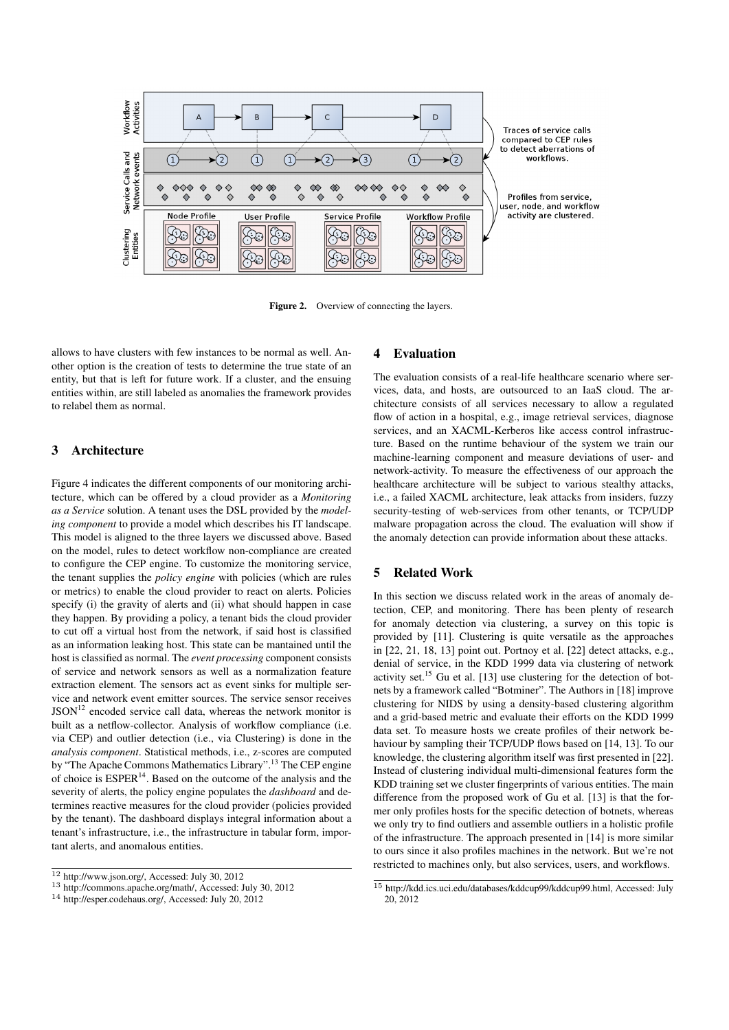Workflow Activities

A B C D

Service Calls and Network events

1 2 1 1 2 3 1 2

Traces of service calls compared to CEP rules to detect aberrations of workflows.

Profiles from service, user, node, and workflow activity are clustered.

Clustering Entities

Node Profile

User Profile

Service Profile

Workflow Profile

**Figure 2.** Overview of connecting the layers.

allows to have clusters with few instances to be normal as well. Another option is the creation of tests to determine the true state of an entity, but that is left for future work. If a cluster, and the ensuing entities within, are still labeled as anomalies the framework provides to relabel them as normal.

## 3 Architecture

Figure 4 indicates the different components of our monitoring architecture, which can be offered by a cloud provider as a *Monitoring as a Service* solution. A tenant uses the DSL provided by the *modeling component* to provide a model which describes his IT landscape. This model is aligned to the three layers we discussed above. Based on the model, rules to detect workflow non-compliance are created to configure the CEP engine. To customize the monitoring service, the tenant supplies the *policy engine* with policies (which are rules or metrics) to enable the cloud provider to react on alerts. Policies specify (i) the gravity of alerts and (ii) what should happen in case they happen. By providing a policy, a tenant bids the cloud provider to cut off a virtual host from the network, if said host is classified as an information leaking host. This state can be mantained until the host is classified as normal. The *event processing* component consists of service and network sensors as well as a normalization feature extraction element. The sensors act as event sinks for multiple service and network event emitter sources. The service sensor receives JSON[12] encoded service call data, whereas the network monitor is built as a netflow-collector. Analysis of workflow compliance (i.e. via CEP) and outlier detection (i.e., via Clustering) is done in the *analysis component*. Statistical methods, i.e., z-scores are computed by "The Apache Commons Mathematics Library".[13] The CEP engine of choice is ESPER[14]. Based on the outcome of the analysis and the severity of alerts, the policy engine populates the *dashboard* and determines reactive measures for the cloud provider (policies provided by the tenant). The dashboard displays integral information about a tenant's infrastructure, i.e., the infrastructure in tabular form, important alerts, and anomalous entities.

[12] http://www.json.org/, Accessed: July 30, 2012

[13] http://commons.apache.org/math/, Accessed: July 30, 2012

[14] http://esper.codehaus.org/, Accessed: July 20, 2012

## 4 Evaluation

The evaluation consists of a real-life healthcare scenario where services, data, and hosts, are outsourced to an IaaS cloud. The architecture consists of all services necessary to allow a regulated flow of action in a hospital, e.g., image retrieval services, diagnose services, and an XACML-Kerberos like access control infrastructure. Based on the runtime behaviour of the system we train our machine-learning component and measure deviations of user- and network-activity. To measure the effectiveness of our approach the healthcare architecture will be subject to various stealthy attacks, i.e., a failed XACML architecture, leak attacks from insiders, fuzzy security-testing of web-services from other tenants, or TCP/UDP malware propagation across the cloud. The evaluation will show if the anomaly detection can provide information about these attacks.

## 5 Related Work

In this section we discuss related work in the areas of anomaly detection, CEP, and monitoring. There has been plenty of research for anomaly detection via clustering, a survey on this topic is provided by [11]. Clustering is quite versatile as the approaches in [22, 21, 18, 13] point out. Portnoy et al. [22] detect attacks, e.g., denial of service, in the KDD 1999 data via clustering of network activity set.[15] Gu et al. [13] use clustering for the detection of botnets by a framework called "Botminer". The Authors in [18] improve clustering for NIDS by using a density-based clustering algorithm and a grid-based metric and evaluate their efforts on the KDD 1999 data set. To measure hosts we create profiles of their network behaviour by sampling their TCP/UDP flows based on [14, 13]. To our knowledge, the clustering algorithm itself was first presented in [22]. Instead of clustering individual multi-dimensional features form the KDD training set we cluster fingerprints of various entities. The main difference from the proposed work of Gu et al. [13] is that the former only profiles hosts for the specific detection of botnets, whereas we only try to find outliers and assemble outliers in a holistic profile of the infrastructure. The approach presented in [14] is more similar to ours since it also profiles machines in the network. But we're not restricted to machines only, but also services, users, and workflows.

[15] http://kdd.ics.uci.edu/databases/kddcup99/kddcup99.html, Accessed: July 20, 2012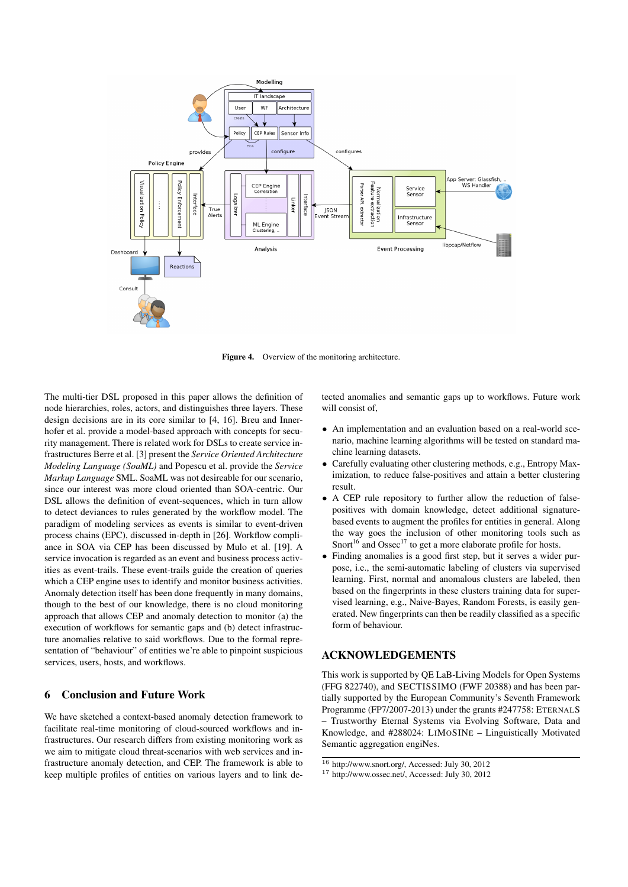Modelling

IT landscape

User

WF

Architecture

create

Policy

CEP Rules

Sensor Info

ECA

configure

provides

configures

Policy Engine

Visualization Policy

....

Policy Enforcement

Interface

True Alerts

Logalizer

CEP Engine
Correlation

ML Engine
Clustering, ..

Linker

Interface

JSON Event Stream

Normalization
Feature extraction
Parser API, extractor

Service Sensor

Infrastructure Sensor

App Server: Glassfish, ..
WS Handler

libpcap/Netflow

Dashboard

Reactions

Analysis

Event Processing

Consult

**Figure 4.** Overview of the monitoring architecture.

The multi-tier DSL proposed in this paper allows the definition of node hierarchies, roles, actors, and distinguishes three layers. These design decisions are in its core similar to [4, 16]. Breu and Innerhofer et al. provide a model-based approach with concepts for security management. There is related work for DSLs to create service infrastructures Berre et al. [3] present the *Service Oriented Architecture Modeling Language (SoaML)* and Popescu et al. provide the *Service Markup Language* SML. SoaML was not desireable for our scenario, since our interest was more cloud oriented than SOA-centric. Our DSL allows the definition of event-sequences, which in turn allow to detect deviances to rules generated by the workflow model. The paradigm of modeling services as events is similar to event-driven process chains (EPC), discussed in-depth in [26]. Workflow compliance in SOA via CEP has been discussed by Mulo et al. [19]. A service invocation is regarded as an event and business process activities as event-trails. These event-trails guide the creation of queries which a CEP engine uses to identify and monitor business activities. Anomaly detection itself has been done frequently in many domains, though to the best of our knowledge, there is no cloud monitoring approach that allows CEP and anomaly detection to monitor (a) the execution of workflows for semantic gaps and (b) detect infrastructure anomalies relative to said workflows. Due to the formal representation of "behaviour" of entities we're able to pinpoint suspicious services, users, hosts, and workflows.

## 6 Conclusion and Future Work

We have sketched a context-based anomaly detection framework to facilitate real-time monitoring of cloud-sourced workflows and infrastructures. Our research differs from existing monitoring work as we aim to mitigate cloud threat-scenarios with web services and infrastructure anomaly detection, and CEP. The framework is able to keep multiple profiles of entities on various layers and to link detected anomalies and semantic gaps up to workflows. Future work will consist of,

- An implementation and an evaluation based on a real-world scenario, machine learning algorithms will be tested on standard machine learning datasets.
- Carefully evaluating other clustering methods, e.g., Entropy Maximization, to reduce false-positives and attain a better clustering result.
- A CEP rule repository to further allow the reduction of false-positives with domain knowledge, detect additional signature-based events to augment the profiles for entities in general. Along the way goes the inclusion of other monitoring tools such as Snort[16] and Ossec[17] to get a more elaborate profile for hosts.
- Finding anomalies is a good first step, but it serves a wider purpose, i.e., the semi-automatic labeling of clusters via supervised learning. First, normal and anomalous clusters are labeled, then based on the fingerprints in these clusters training data for supervised learning, e.g., Naive-Bayes, Random Forests, is easily generated. New fingerprints can then be readily classified as a specific form of behaviour.

## ACKNOWLEDGEMENTS

This work is supported by QE LaB-Living Models for Open Systems (FFG 822740), and SECTISSIMO (FWF 20388) and has been partially supported by the European Community's Seventh Framework Programme (FP7/2007-2013) under the grants #247758: ETERNALS – Trustworthy Eternal Systems via Evolving Software, Data and Knowledge, and #288024: LIMOSINE – Linguistically Motivated Semantic aggregation engiNes.

[16] http://www.snort.org/, Accessed: July 30, 2012

[17] http://www.ossec.net/, Accessed: July 30, 2012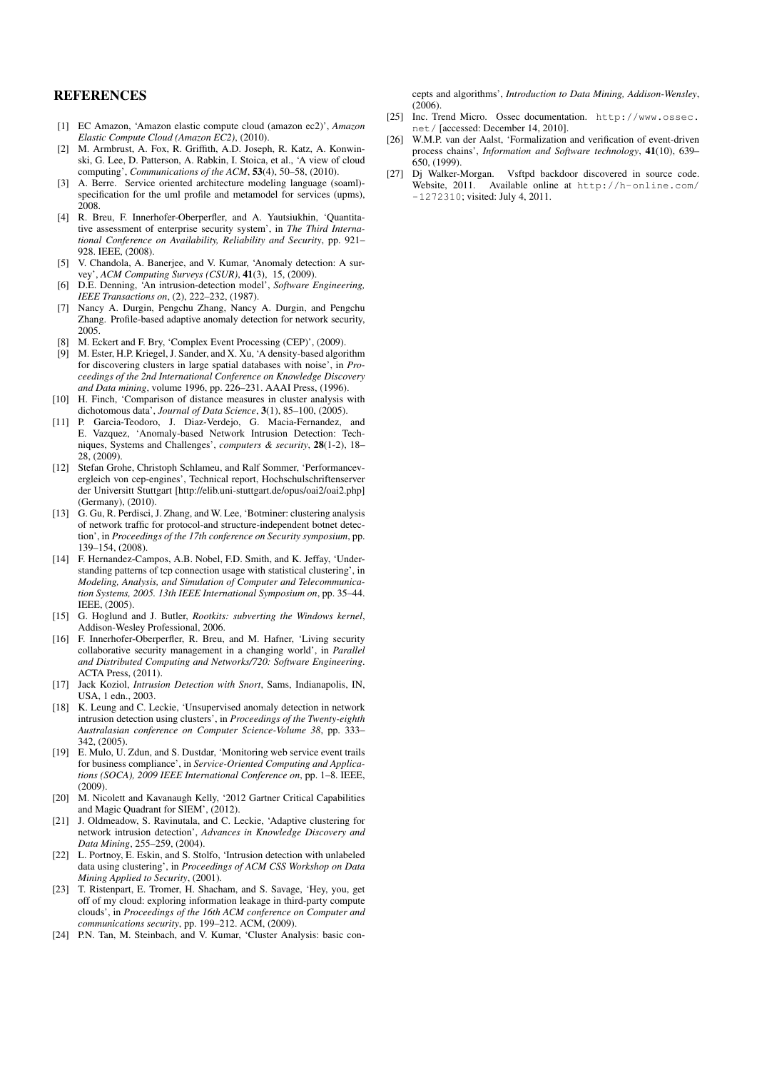## REFERENCES

[1] EC Amazon, 'Amazon elastic compute cloud (amazon ec2)', *Amazon Elastic Compute Cloud (Amazon EC2)*, (2010).

[2] M. Armbrust, A. Fox, R. Griffith, A.D. Joseph, R. Katz, A. Konwinski, G. Lee, D. Patterson, A. Rabkin, I. Stoica, et al., 'A view of cloud computing', *Communications of the ACM*, **53**(4), 50–58, (2010).

[3] A. Berre. Service oriented architecture modeling language (soaml)-specification for the uml profile and metamodel for services (upms), 2008.

[4] R. Breu, F. Innerhofer-Oberperfler, and A. Yautsiukhin, 'Quantitative assessment of enterprise security system', in *The Third International Conference on Availability, Reliability and Security*, pp. 921–928. IEEE, (2008).

[5] V. Chandola, A. Banerjee, and V. Kumar, 'Anomaly detection: A survey', *ACM Computing Surveys (CSUR)*, **41**(3), 15, (2009).

[6] D.E. Denning, 'An intrusion-detection model', *Software Engineering, IEEE Transactions on*, (2), 222–232, (1987).

[7] Nancy A. Durgin, Pengchu Zhang, Nancy A. Durgin, and Pengchu Zhang. Profile-based adaptive anomaly detection for network security, 2005.

[8] M. Eckert and F. Bry, 'Complex Event Processing (CEP)', (2009).

[9] M. Ester, H.P. Kriegel, J. Sander, and X. Xu, 'A density-based algorithm for discovering clusters in large spatial databases with noise', in *Proceedings of the 2nd International Conference on Knowledge Discovery and Data mining*, volume 1996, pp. 226–231. AAAI Press, (1996).

[10] H. Finch, 'Comparison of distance measures in cluster analysis with dichotomous data', *Journal of Data Science*, **3**(1), 85–100, (2005).

[11] P. Garcia-Teodoro, J. Diaz-Verdejo, G. Macia-Fernandez, and E. Vazquez, 'Anomaly-based Network Intrusion Detection: Techniques, Systems and Challenges', *computers & security*, **28**(1-2), 18–28, (2009).

[12] Stefan Grohe, Christoph Schlameu, and Ralf Sommer, 'Performancevergleich von cep-engines', Technical report, Hochschulschriftenserver der Universitt Stuttgart [http://elib.uni-stuttgart.de/opus/oai2/oai2.php] (Germany), (2010).

[13] G. Gu, R. Perdisci, J. Zhang, and W. Lee, 'Botminer: clustering analysis of network traffic for protocol-and structure-independent botnet detection', in *Proceedings of the 17th conference on Security symposium*, pp. 139–154, (2008).

[14] F. Hernandez-Campos, A.B. Nobel, F.D. Smith, and K. Jeffay, 'Understanding patterns of tcp connection usage with statistical clustering', in *Modeling, Analysis, and Simulation of Computer and Telecommunication Systems, 2005. 13th IEEE International Symposium on*, pp. 35–44. IEEE, (2005).

[15] G. Hoglund and J. Butler, *Rootkits: subverting the Windows kernel*, Addison-Wesley Professional, 2006.

[16] F. Innerhofer-Oberperfler, R. Breu, and M. Hafner, 'Living security collaborative security management in a changing world', in *Parallel and Distributed Computing and Networks/720: Software Engineering*. ACTA Press, (2011).

[17] Jack Koziol, *Intrusion Detection with Snort*, Sams, Indianapolis, IN, USA, 1 edn., 2003.

[18] K. Leung and C. Leckie, 'Unsupervised anomaly detection in network intrusion detection using clusters', in *Proceedings of the Twenty-eighth Australasian conference on Computer Science-Volume 38*, pp. 333–342, (2005).

[19] E. Mulo, U. Zdun, and S. Dustdar, 'Monitoring web service event trails for business compliance', in *Service-Oriented Computing and Applications (SOCA), 2009 IEEE International Conference on*, pp. 1–8. IEEE, (2009).

[20] M. Nicolett and Kavanaugh Kelly, '2012 Gartner Critical Capabilities and Magic Quadrant for SIEM', (2012).

[21] J. Oldmeadow, S. Ravinutala, and C. Leckie, 'Adaptive clustering for network intrusion detection', *Advances in Knowledge Discovery and Data Mining*, 255–259, (2004).

[22] L. Portnoy, E. Eskin, and S. Stolfo, 'Intrusion detection with unlabeled data using clustering', in *Proceedings of ACM CSS Workshop on Data Mining Applied to Security*, (2001).

[23] T. Ristenpart, E. Tromer, H. Shacham, and S. Savage, 'Hey, you, get off of my cloud: exploring information leakage in third-party compute clouds', in *Proceedings of the 16th ACM conference on Computer and communications security*, pp. 199–212. ACM, (2009).

[24] P.N. Tan, M. Steinbach, and V. Kumar, 'Cluster Analysis: basic concepts and algorithms', *Introduction to Data Mining, Addison-Wensley*, (2006).

[25] Inc. Trend Micro. Ossec documentation. `http://www.ossec.net/` [accessed: December 14, 2010].

[26] W.M.P. van der Aalst, 'Formalization and verification of event-driven process chains', *Information and Software technology*, **41**(10), 639–650, (1999).

[27] Dj Walker-Morgan. Vsftpd backdoor discovered in source code. Website, 2011. Available online at `http://h-online.com/-1272310`; visited: July 4, 2011.